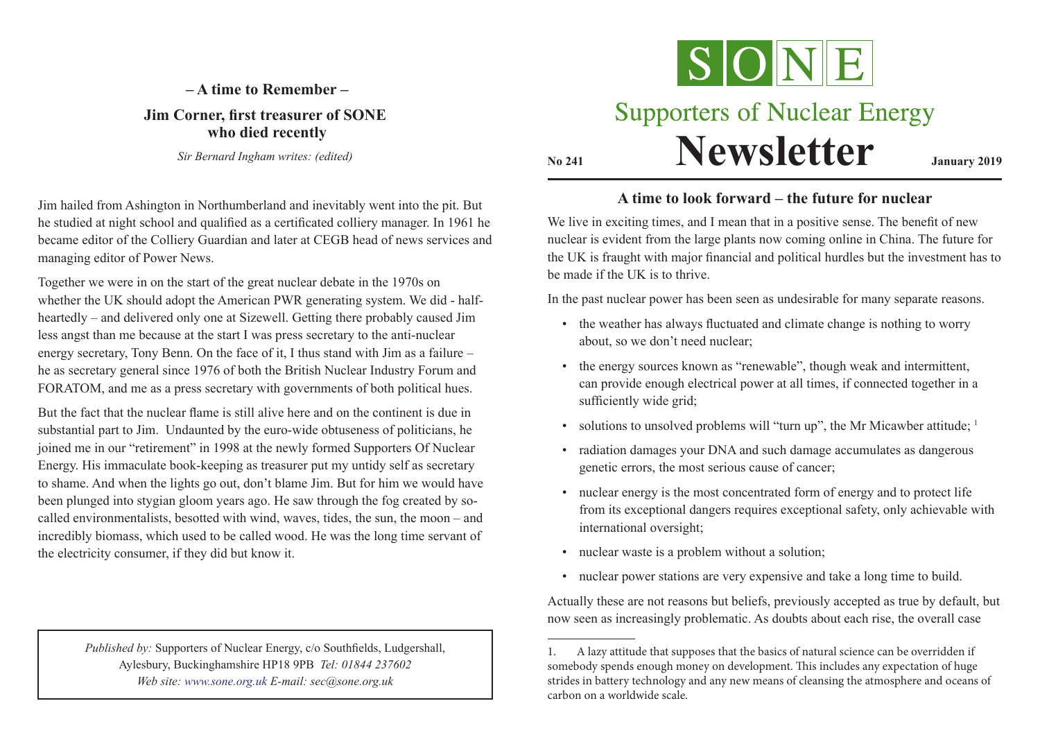# SONE

## Supporters of Nuclear Energy

# Newsletter

**No 241** **January 2019**

## A time to look forward – the future for nuclear

We live in exciting times, and I mean that in a positive sense. The benefit of new nuclear is evident from the large plants now coming online in China. The future for the UK is fraught with major financial and political hurdles but the investment has to be made if the UK is to thrive.

In the past nuclear power has been seen as undesirable for many separate reasons.

- the weather has always fluctuated and climate change is nothing to worry about, so we don't need nuclear;
- the energy sources known as "renewable", though weak and intermittent, can provide enough electrical power at all times, if connected together in a sufficiently wide grid;
- solutions to unsolved problems will "turn up", the Mr Micawber attitude; [1]
- radiation damages your DNA and such damage accumulates as dangerous genetic errors, the most serious cause of cancer;
- nuclear energy is the most concentrated form of energy and to protect life from its exceptional dangers requires exceptional safety, only achievable with international oversight;
- nuclear waste is a problem without a solution;
- nuclear power stations are very expensive and take a long time to build.

Actually these are not reasons but beliefs, previously accepted as true by default, but now seen as increasingly problematic. As doubts about each rise, the overall case

1. A lazy attitude that supposes that the basics of natural science can be overridden if somebody spends enough money on development. This includes any expectation of huge strides in battery technology and any new means of cleansing the atmosphere and oceans of carbon on a worldwide scale.

## – A time to Remember –

### Jim Corner, first treasurer of SONE who died recently

*Sir Bernard Ingham writes: (edited)*

Jim hailed from Ashington in Northumberland and inevitably went into the pit. But he studied at night school and qualified as a certificated colliery manager. In 1961 he became editor of the Colliery Guardian and later at CEGB head of news services and managing editor of Power News.

Together we were in on the start of the great nuclear debate in the 1970s on whether the UK should adopt the American PWR generating system. We did - half-heartedly – and delivered only one at Sizewell. Getting there probably caused Jim less angst than me because at the start I was press secretary to the anti-nuclear energy secretary, Tony Benn. On the face of it, I thus stand with Jim as a failure – he as secretary general since 1976 of both the British Nuclear Industry Forum and FORATOM, and me as a press secretary with governments of both political hues.

But the fact that the nuclear flame is still alive here and on the continent is due in substantial part to Jim. Undaunted by the euro-wide obtuseness of politicians, he joined me in our "retirement" in 1998 at the newly formed Supporters Of Nuclear Energy. His immaculate book-keeping as treasurer put my untidy self as secretary to shame. And when the lights go out, don't blame Jim. But for him we would have been plunged into stygian gloom years ago. He saw through the fog created by so-called environmentalists, besotted with wind, waves, tides, the sun, the moon – and incredibly biomass, which used to be called wood. He was the long time servant of the electricity consumer, if they did but know it.

*Published by:* Supporters of Nuclear Energy, c/o Southfields, Ludgershall, Aylesbury, Buckinghamshire HP18 9PB *Tel: 01844 237602*
*Web site: www.sone.org.uk E-mail: sec@sone.org.uk*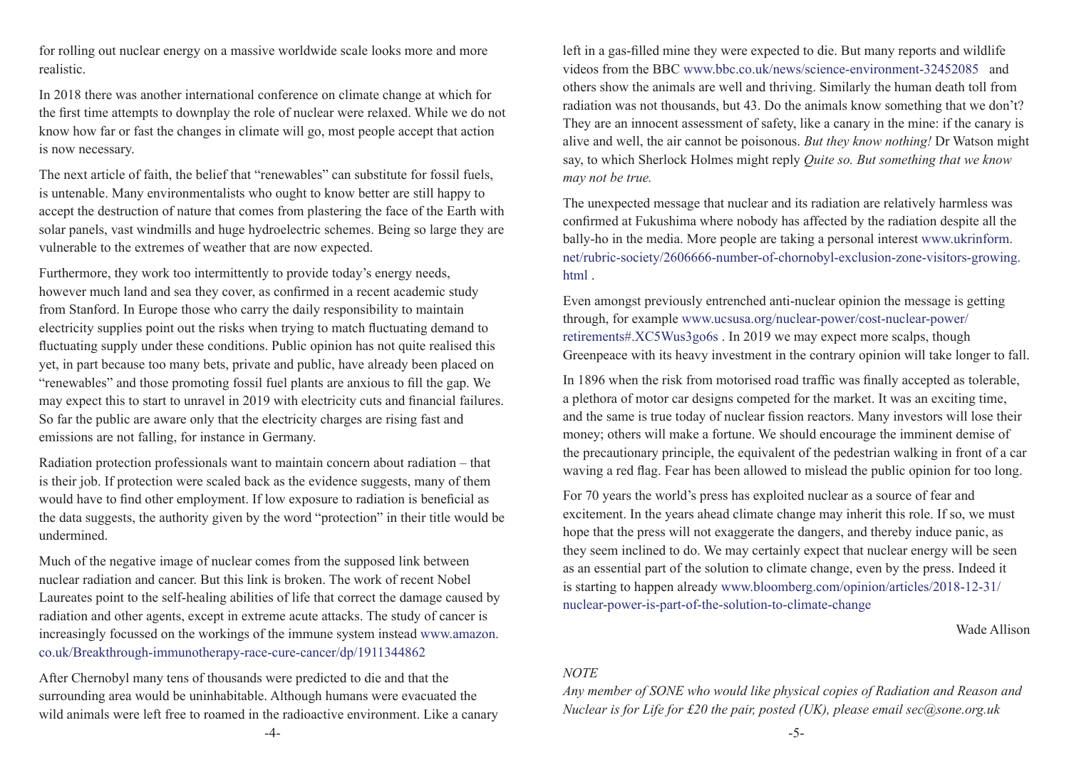for rolling out nuclear energy on a massive worldwide scale looks more and more realistic.

In 2018 there was another international conference on climate change at which for the first time attempts to downplay the role of nuclear were relaxed. While we do not know how far or fast the changes in climate will go, most people accept that action is now necessary.

The next article of faith, the belief that "renewables" can substitute for fossil fuels, is untenable. Many environmentalists who ought to know better are still happy to accept the destruction of nature that comes from plastering the face of the Earth with solar panels, vast windmills and huge hydroelectric schemes. Being so large they are vulnerable to the extremes of weather that are now expected.

Furthermore, they work too intermittently to provide today's energy needs, however much land and sea they cover, as confirmed in a recent academic study from Stanford. In Europe those who carry the daily responsibility to maintain electricity supplies point out the risks when trying to match fluctuating demand to fluctuating supply under these conditions. Public opinion has not quite realised this yet, in part because too many bets, private and public, have already been placed on "renewables" and those promoting fossil fuel plants are anxious to fill the gap. We may expect this to start to unravel in 2019 with electricity cuts and financial failures. So far the public are aware only that the electricity charges are rising fast and emissions are not falling, for instance in Germany.

Radiation protection professionals want to maintain concern about radiation – that is their job. If protection were scaled back as the evidence suggests, many of them would have to find other employment. If low exposure to radiation is beneficial as the data suggests, the authority given by the word "protection" in their title would be undermined.

Much of the negative image of nuclear comes from the supposed link between nuclear radiation and cancer. But this link is broken. The work of recent Nobel Laureates point to the self-healing abilities of life that correct the damage caused by radiation and other agents, except in extreme acute attacks. The study of cancer is increasingly focussed on the workings of the immune system instead www.amazon.co.uk/Breakthrough-immunotherapy-race-cure-cancer/dp/1911344862

After Chernobyl many tens of thousands were predicted to die and that the surrounding area would be uninhabitable. Although humans were evacuated the wild animals were left free to roamed in the radioactive environment. Like a canary left in a gas-filled mine they were expected to die. But many reports and wildlife videos from the BBC www.bbc.co.uk/news/science-environment-32452085 and others show the animals are well and thriving. Similarly the human death toll from radiation was not thousands, but 43. Do the animals know something that we don't? They are an innocent assessment of safety, like a canary in the mine: if the canary is alive and well, the air cannot be poisonous. *But they know nothing!* Dr Watson might say, to which Sherlock Holmes might reply *Quite so. But something that we know may not be true.*

The unexpected message that nuclear and its radiation are relatively harmless was confirmed at Fukushima where nobody has affected by the radiation despite all the bally-ho in the media. More people are taking a personal interest www.ukrinform.net/rubric-society/2606666-number-of-chornobyl-exclusion-zone-visitors-growing.html .

Even amongst previously entrenched anti-nuclear opinion the message is getting through, for example www.ucsusa.org/nuclear-power/cost-nuclear-power/retirements#.XC5Wus3go6s . In 2019 we may expect more scalps, though Greenpeace with its heavy investment in the contrary opinion will take longer to fall.

In 1896 when the risk from motorised road traffic was finally accepted as tolerable, a plethora of motor car designs competed for the market. It was an exciting time, and the same is true today of nuclear fission reactors. Many investors will lose their money; others will make a fortune. We should encourage the imminent demise of the precautionary principle, the equivalent of the pedestrian walking in front of a car waving a red flag. Fear has been allowed to mislead the public opinion for too long.

For 70 years the world's press has exploited nuclear as a source of fear and excitement. In the years ahead climate change may inherit this role. If so, we must hope that the press will not exaggerate the dangers, and thereby induce panic, as they seem inclined to do. We may certainly expect that nuclear energy will be seen as an essential part of the solution to climate change, even by the press. Indeed it is starting to happen already www.bloomberg.com/opinion/articles/2018-12-31/nuclear-power-is-part-of-the-solution-to-climate-change

Wade Allison

*NOTE*

*Any member of SONE who would like physical copies of Radiation and Reason and Nuclear is for Life for £20 the pair, posted (UK), please email sec@sone.org.uk*